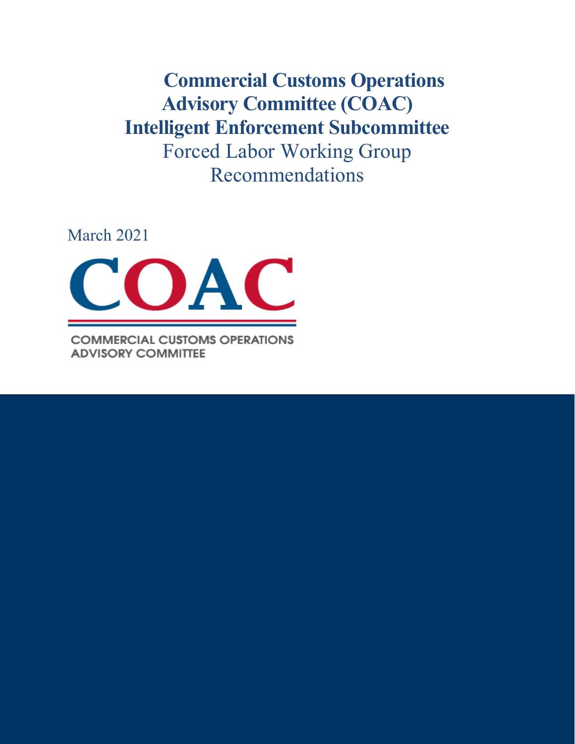# Commercial Customs Operations Advisory Committee (COAC) Intelligent Enforcement Subcommittee

## Forced Labor Working Group Recommendations

March 2021

COAC

COMMERCIAL CUSTOMS OPERATIONS ADVISORY COMMITTEE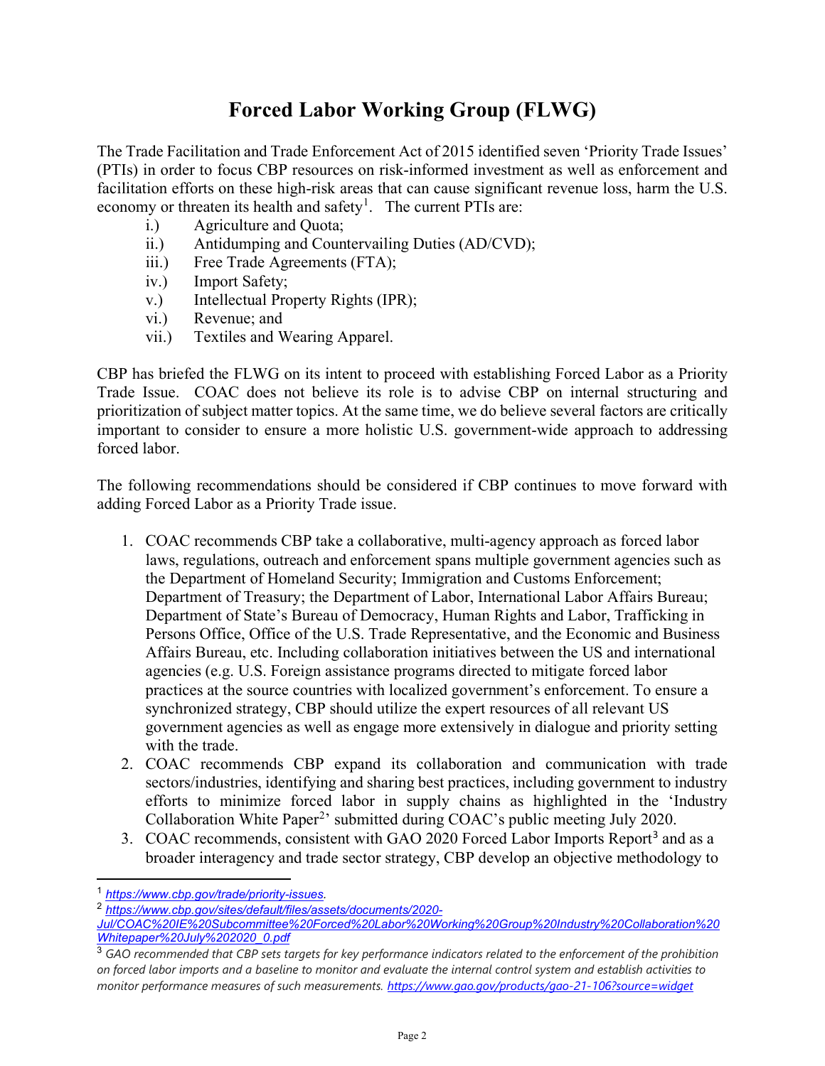# Forced Labor Working Group (FLWG)

The Trade Facilitation and Trade Enforcement Act of 2015 identified seven 'Priority Trade Issues' (PTIs) in order to focus CBP resources on risk-informed investment as well as enforcement and facilitation efforts on these high-risk areas that can cause significant revenue loss, harm the U.S. economy or threaten its health and safety[1]. The current PTIs are:

- i.) Agriculture and Quota;
- ii.) Antidumping and Countervailing Duties (AD/CVD);
- iii.) Free Trade Agreements (FTA);
- iv.) Import Safety;
- v.) Intellectual Property Rights (IPR);
- vi.) Revenue; and
- vii.) Textiles and Wearing Apparel.

CBP has briefed the FLWG on its intent to proceed with establishing Forced Labor as a Priority Trade Issue. COAC does not believe its role is to advise CBP on internal structuring and prioritization of subject matter topics. At the same time, we do believe several factors are critically important to consider to ensure a more holistic U.S. government-wide approach to addressing forced labor.

The following recommendations should be considered if CBP continues to move forward with adding Forced Labor as a Priority Trade issue.

1. COAC recommends CBP take a collaborative, multi-agency approach as forced labor laws, regulations, outreach and enforcement spans multiple government agencies such as the Department of Homeland Security; Immigration and Customs Enforcement; Department of Treasury; the Department of Labor, International Labor Affairs Bureau; Department of State's Bureau of Democracy, Human Rights and Labor, Trafficking in Persons Office, Office of the U.S. Trade Representative, and the Economic and Business Affairs Bureau, etc. Including collaboration initiatives between the US and international agencies (e.g. U.S. Foreign assistance programs directed to mitigate forced labor practices at the source countries with localized government's enforcement. To ensure a synchronized strategy, CBP should utilize the expert resources of all relevant US government agencies as well as engage more extensively in dialogue and priority setting with the trade.
2. COAC recommends CBP expand its collaboration and communication with trade sectors/industries, identifying and sharing best practices, including government to industry efforts to minimize forced labor in supply chains as highlighted in the 'Industry Collaboration White Paper[2]' submitted during COAC's public meeting July 2020.
3. COAC recommends, consistent with GAO 2020 Forced Labor Imports Report[3] and as a broader interagency and trade sector strategy, CBP develop an objective methodology to

---

[1] *https://www.cbp.gov/trade/priority-issues.*

[2] *https://www.cbp.gov/sites/default/files/assets/documents/2020-Jul/COAC%20IE%20Subcommittee%20Forced%20Labor%20Working%20Group%20Industry%20Collaboration%20Whitepaper%20July%202020_0.pdf*

[3] *GAO recommended that CBP sets targets for key performance indicators related to the enforcement of the prohibition on forced labor imports and a baseline to monitor and evaluate the internal control system and establish activities to monitor performance measures of such measurements. https://www.gao.gov/products/gao-21-106?source=widget*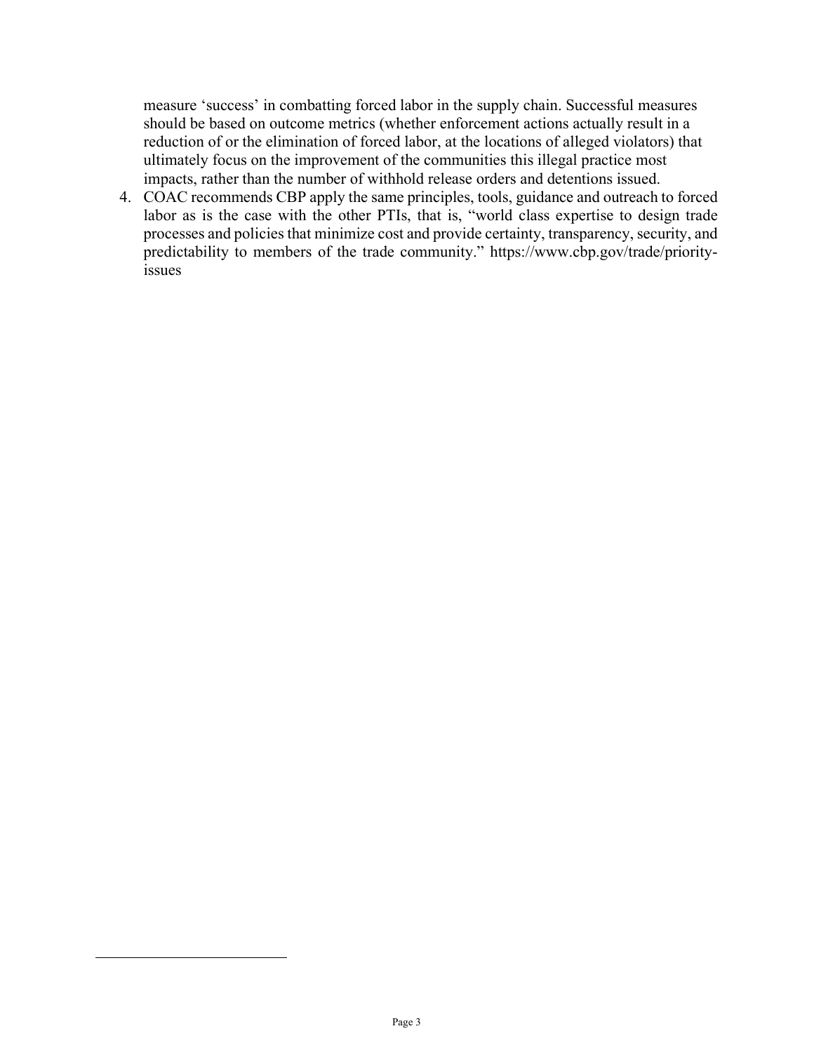measure 'success' in combatting forced labor in the supply chain. Successful measures should be based on outcome metrics (whether enforcement actions actually result in a reduction of or the elimination of forced labor, at the locations of alleged violators) that ultimately focus on the improvement of the communities this illegal practice most impacts, rather than the number of withhold release orders and detentions issued.

4. COAC recommends CBP apply the same principles, tools, guidance and outreach to forced labor as is the case with the other PTIs, that is, "world class expertise to design trade processes and policies that minimize cost and provide certainty, transparency, security, and predictability to members of the trade community." https://www.cbp.gov/trade/priority-issues